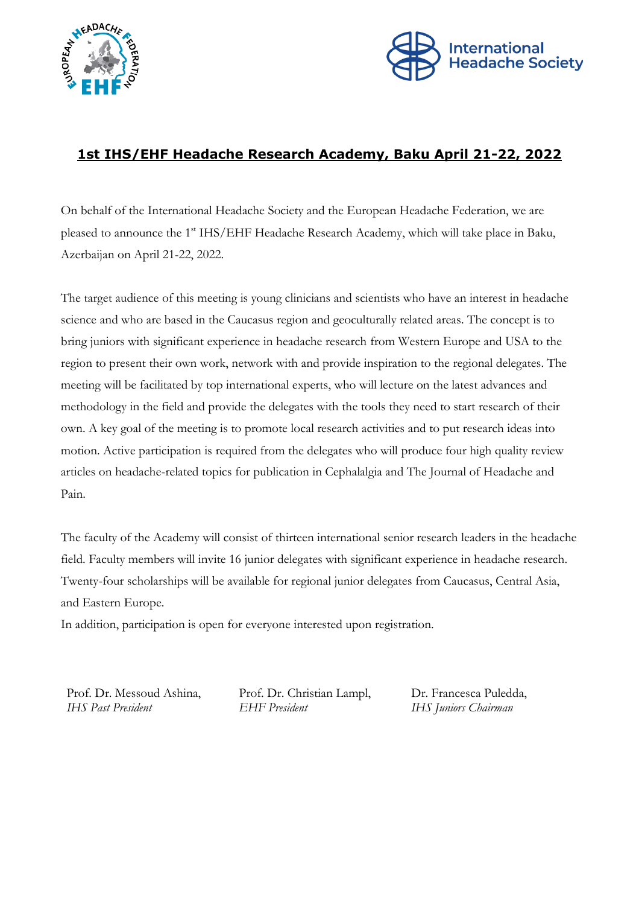# 1st IHS/EHF Headache Research Academy, Baku April 21-22, 2022

On behalf of the International Headache Society and the European Headache Federation, we are pleased to announce the 1st IHS/EHF Headache Research Academy, which will take place in Baku, Azerbaijan on April 21-22, 2022.

The target audience of this meeting is young clinicians and scientists who have an interest in headache science and who are based in the Caucasus region and geoculturally related areas. The concept is to bring juniors with significant experience in headache research from Western Europe and USA to the region to present their own work, network with and provide inspiration to the regional delegates. The meeting will be facilitated by top international experts, who will lecture on the latest advances and methodology in the field and provide the delegates with the tools they need to start research of their own. A key goal of the meeting is to promote local research activities and to put research ideas into motion. Active participation is required from the delegates who will produce four high quality review articles on headache-related topics for publication in Cephalalgia and The Journal of Headache and Pain.

The faculty of the Academy will consist of thirteen international senior research leaders in the headache field. Faculty members will invite 16 junior delegates with significant experience in headache research. Twenty-four scholarships will be available for regional junior delegates from Caucasus, Central Asia, and Eastern Europe.

In addition, participation is open for everyone interested upon registration.

Prof. Dr. Messoud Ashina,
*IHS Past President*

Prof. Dr. Christian Lampl,
*EHF President*

Dr. Francesca Puledda,
*IHS Juniors Chairman*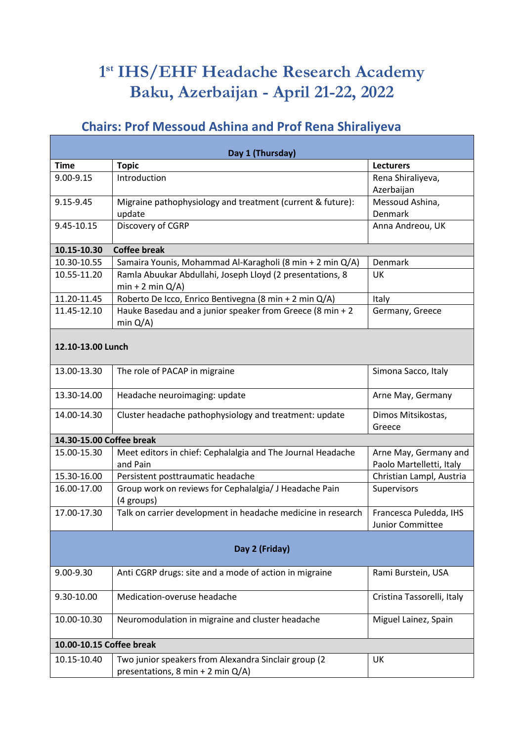# 1st IHS/EHF Headache Research Academy
# Baku, Azerbaijan - April 21-22, 2022

## Chairs: Prof Messoud Ashina and Prof Rena Shiraliyeva

| Day 1 (Thursday) | | |
|---|---|---|
| **Time** | **Topic** | **Lecturers** |
| 9.00-9.15 | Introduction | Rena Shiraliyeva, Azerbaijan |
| 9.15-9.45 | Migraine pathophysiology and treatment (current & future): update | Messoud Ashina, Denmark |
| 9.45-10.15 | Discovery of CGRP | Anna Andreou, UK |
| **10.15-10.30** | **Coffee break** | |
| 10.30-10.55 | Samaira Younis, Mohammad Al-Karagholi (8 min + 2 min Q/A) | Denmark |
| 10.55-11.20 | Ramla Abuukar Abdullahi, Joseph Lloyd (2 presentations, 8 min + 2 min Q/A) | UK |
| 11.20-11.45 | Roberto De Icco, Enrico Bentivegna (8 min + 2 min Q/A) | Italy |
| 11.45-12.10 | Hauke Basedau and a junior speaker from Greece (8 min + 2 min Q/A) | Germany, Greece |
| **12.10-13.00 Lunch** | | |
| 13.00-13.30 | The role of PACAP in migraine | Simona Sacco, Italy |
| 13.30-14.00 | Headache neuroimaging: update | Arne May, Germany |
| 14.00-14.30 | Cluster headache pathophysiology and treatment: update | Dimos Mitsikostas, Greece |
| **14.30-15.00 Coffee break** | | |
| 15.00-15.30 | Meet editors in chief: Cephalalgia and The Journal Headache and Pain | Arne May, Germany and Paolo Martelletti, Italy |
| 15.30-16.00 | Persistent posttraumatic headache | Christian Lampl, Austria |
| 16.00-17.00 | Group work on reviews for Cephalalgia/ J Headache Pain (4 groups) | Supervisors |
| 17.00-17.30 | Talk on carrier development in headache medicine in research | Francesca Puledda, IHS Junior Committee |
| **Day 2 (Friday)** | | |
| 9.00-9.30 | Anti CGRP drugs: site and a mode of action in migraine | Rami Burstein, USA |
| 9.30-10.00 | Medication-overuse headache | Cristina Tassorelli, Italy |
| 10.00-10.30 | Neuromodulation in migraine and cluster headache | Miguel Lainez, Spain |
| **10.00-10.15 Coffee break** | | |
| 10.15-10.40 | Two junior speakers from Alexandra Sinclair group (2 presentations, 8 min + 2 min Q/A) | UK |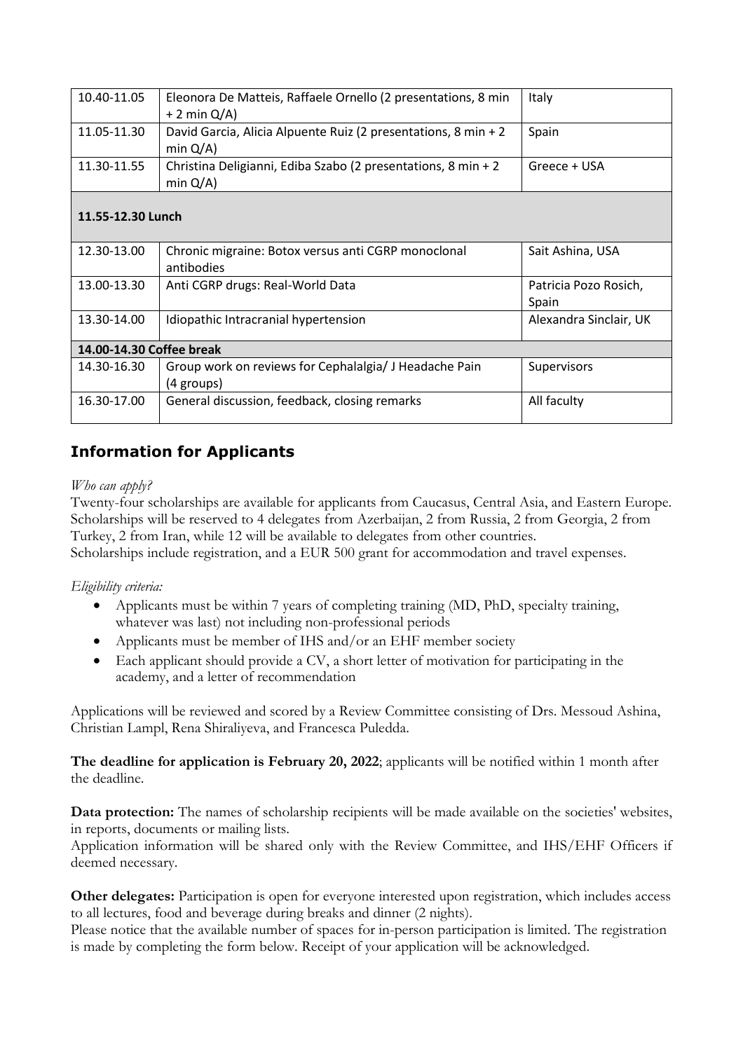| | | |
|---|---|---|
| 10.40-11.05 | Eleonora De Matteis, Raffaele Ornello (2 presentations, 8 min + 2 min Q/A) | Italy |
| 11.05-11.30 | David Garcia, Alicia Alpuente Ruiz (2 presentations, 8 min + 2 min Q/A) | Spain |
| 11.30-11.55 | Christina Deligianni, Ediba Szabo (2 presentations, 8 min + 2 min Q/A) | Greece + USA |
| **11.55-12.30 Lunch** | | |
| 12.30-13.00 | Chronic migraine: Botox versus anti CGRP monoclonal antibodies | Sait Ashina, USA |
| 13.00-13.30 | Anti CGRP drugs: Real-World Data | Patricia Pozo Rosich, Spain |
| 13.30-14.00 | Idiopathic Intracranial hypertension | Alexandra Sinclair, UK |
| **14.00-14.30 Coffee break** | | |
| 14.30-16.30 | Group work on reviews for Cephalalgia/ J Headache Pain (4 groups) | Supervisors |
| 16.30-17.00 | General discussion, feedback, closing remarks | All faculty |

## Information for Applicants

*Who can apply?*

Twenty-four scholarships are available for applicants from Caucasus, Central Asia, and Eastern Europe. Scholarships will be reserved to 4 delegates from Azerbaijan, 2 from Russia, 2 from Georgia, 2 from Turkey, 2 from Iran, while 12 will be available to delegates from other countries.
Scholarships include registration, and a EUR 500 grant for accommodation and travel expenses.

*Eligibility criteria:*

- Applicants must be within 7 years of completing training (MD, PhD, specialty training, whatever was last) not including non-professional periods
- Applicants must be member of IHS and/or an EHF member society
- Each applicant should provide a CV, a short letter of motivation for participating in the academy, and a letter of recommendation

Applications will be reviewed and scored by a Review Committee consisting of Drs. Messoud Ashina, Christian Lampl, Rena Shiraliyeva, and Francesca Puledda.

**The deadline for application is February 20, 2022**; applicants will be notified within 1 month after the deadline.

**Data protection:** The names of scholarship recipients will be made available on the societies' websites, in reports, documents or mailing lists.
Application information will be shared only with the Review Committee, and IHS/EHF Officers if deemed necessary.

**Other delegates:** Participation is open for everyone interested upon registration, which includes access to all lectures, food and beverage during breaks and dinner (2 nights).
Please notice that the available number of spaces for in-person participation is limited. The registration is made by completing the form below. Receipt of your application will be acknowledged.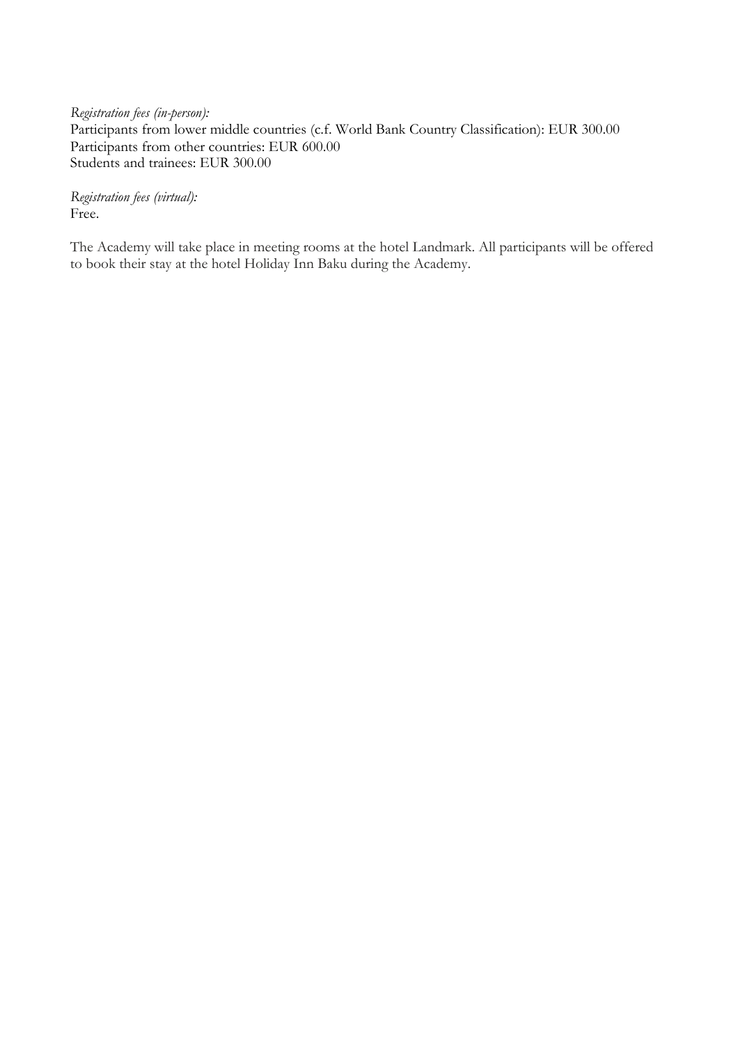*Registration fees (in-person):*
Participants from lower middle countries (c.f. World Bank Country Classification): EUR 300.00
Participants from other countries: EUR 600.00
Students and trainees: EUR 300.00

*Registration fees (virtual):*
Free.

The Academy will take place in meeting rooms at the hotel Landmark. All participants will be offered to book their stay at the hotel Holiday Inn Baku during the Academy.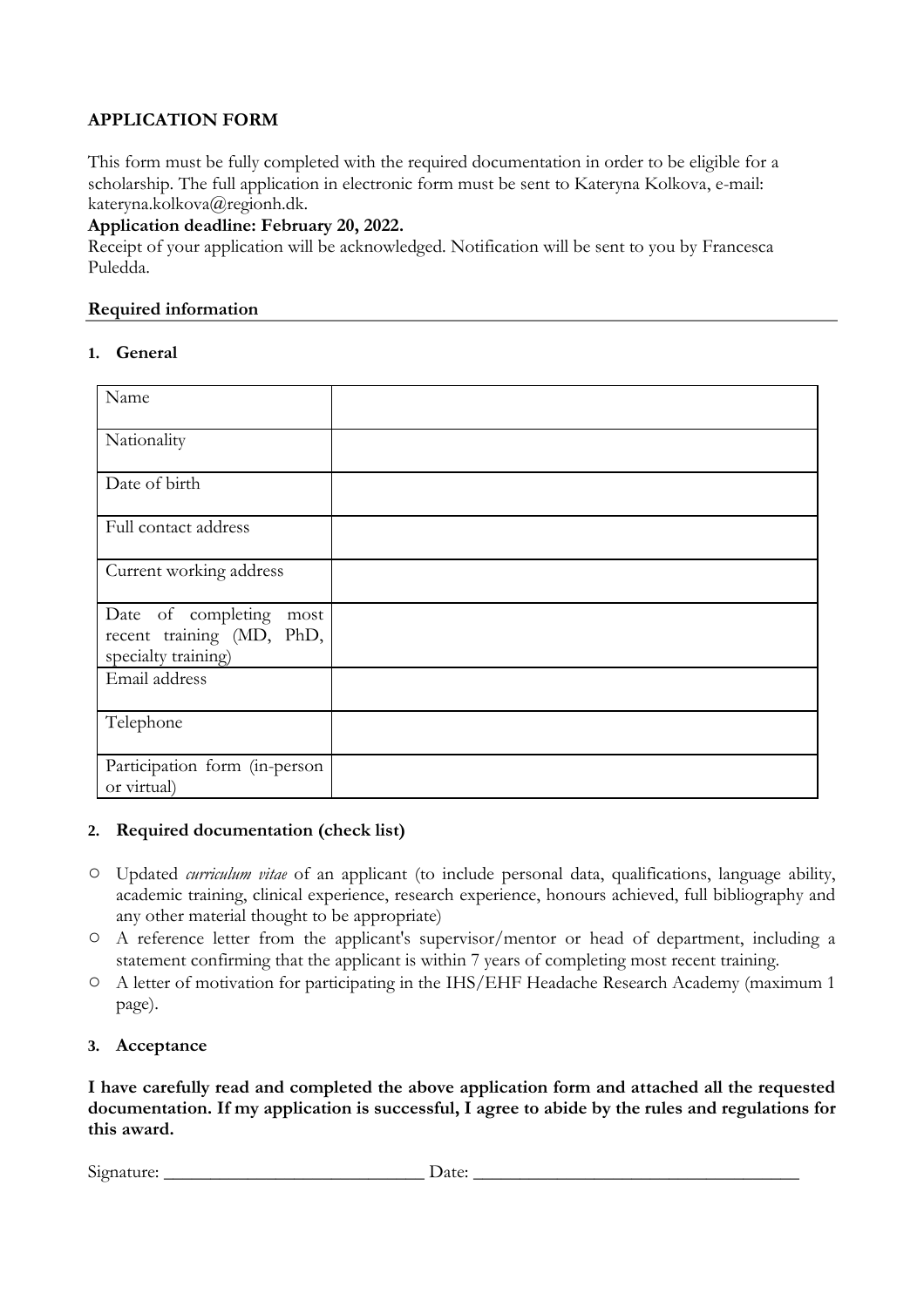**APPLICATION FORM**

This form must be fully completed with the required documentation in order to be eligible for a scholarship. The full application in electronic form must be sent to Kateryna Kolkova, e-mail: kateryna.kolkova@regionh.dk.

**Application deadline: February 20, 2022.**

Receipt of your application will be acknowledged. Notification will be sent to you by Francesca Puledda.

**Required information**

**1. General**

| | |
|---|---|
| Name | |
| Nationality | |
| Date of birth | |
| Full contact address | |
| Current working address | |
| Date of completing most recent training (MD, PhD, specialty training) | |
| Email address | |
| Telephone | |
| Participation form (in-person or virtual) | |

**2. Required documentation (check list)**

- ○ Updated *curriculum vitae* of an applicant (to include personal data, qualifications, language ability, academic training, clinical experience, research experience, honours achieved, full bibliography and any other material thought to be appropriate)
- ○ A reference letter from the applicant's supervisor/mentor or head of department, including a statement confirming that the applicant is within 7 years of completing most recent training.
- ○ A letter of motivation for participating in the IHS/EHF Headache Research Academy (maximum 1 page).

**3. Acceptance**

**I have carefully read and completed the above application form and attached all the requested documentation. If my application is successful, I agree to abide by the rules and regulations for this award.**

Signature: ____________________________ Date: ___________________________________